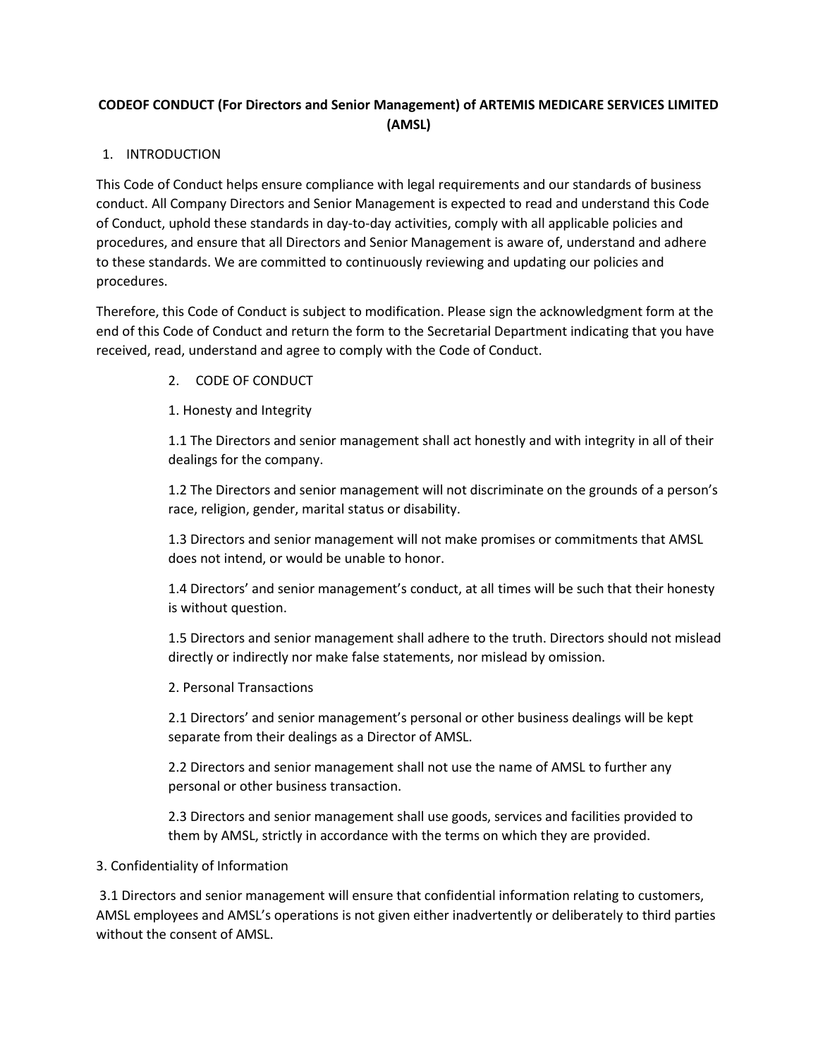**CODEOF CONDUCT (For Directors and Senior Management) of ARTEMIS MEDICARE SERVICES LIMITED (AMSL)**

1. INTRODUCTION

This Code of Conduct helps ensure compliance with legal requirements and our standards of business conduct. All Company Directors and Senior Management is expected to read and understand this Code of Conduct, uphold these standards in day-to-day activities, comply with all applicable policies and procedures, and ensure that all Directors and Senior Management is aware of, understand and adhere to these standards. We are committed to continuously reviewing and updating our policies and procedures.

Therefore, this Code of Conduct is subject to modification. Please sign the acknowledgment form at the end of this Code of Conduct and return the form to the Secretarial Department indicating that you have received, read, understand and agree to comply with the Code of Conduct.

2. CODE OF CONDUCT

1. Honesty and Integrity

1.1 The Directors and senior management shall act honestly and with integrity in all of their dealings for the company.

1.2 The Directors and senior management will not discriminate on the grounds of a person's race, religion, gender, marital status or disability.

1.3 Directors and senior management will not make promises or commitments that AMSL does not intend, or would be unable to honor.

1.4 Directors' and senior management's conduct, at all times will be such that their honesty is without question.

1.5 Directors and senior management shall adhere to the truth. Directors should not mislead directly or indirectly nor make false statements, nor mislead by omission.

2. Personal Transactions

2.1 Directors' and senior management's personal or other business dealings will be kept separate from their dealings as a Director of AMSL.

2.2 Directors and senior management shall not use the name of AMSL to further any personal or other business transaction.

2.3 Directors and senior management shall use goods, services and facilities provided to them by AMSL, strictly in accordance with the terms on which they are provided.

3. Confidentiality of Information

3.1 Directors and senior management will ensure that confidential information relating to customers, AMSL employees and AMSL's operations is not given either inadvertently or deliberately to third parties without the consent of AMSL.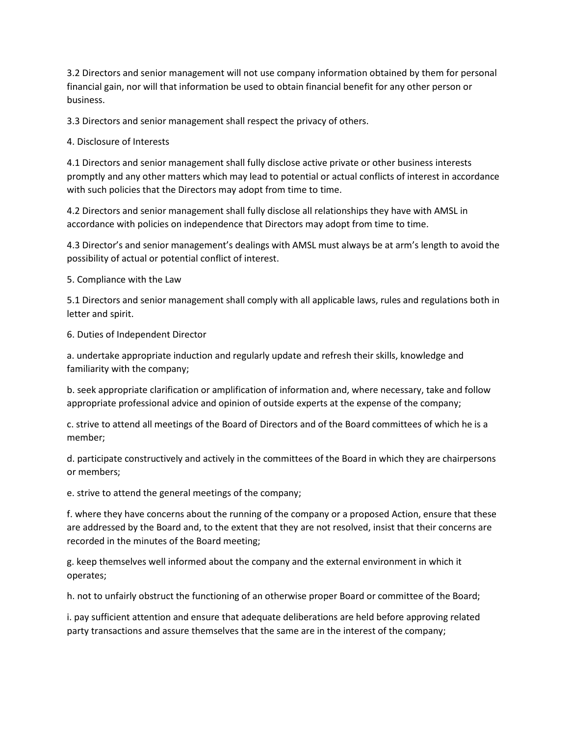3.2 Directors and senior management will not use company information obtained by them for personal financial gain, nor will that information be used to obtain financial benefit for any other person or business.

3.3 Directors and senior management shall respect the privacy of others.

## 4. Disclosure of Interests

4.1 Directors and senior management shall fully disclose active private or other business interests promptly and any other matters which may lead to potential or actual conflicts of interest in accordance with such policies that the Directors may adopt from time to time.

4.2 Directors and senior management shall fully disclose all relationships they have with AMSL in accordance with policies on independence that Directors may adopt from time to time.

4.3 Director's and senior management's dealings with AMSL must always be at arm's length to avoid the possibility of actual or potential conflict of interest.

## 5. Compliance with the Law

5.1 Directors and senior management shall comply with all applicable laws, rules and regulations both in letter and spirit.

## 6. Duties of Independent Director

a. undertake appropriate induction and regularly update and refresh their skills, knowledge and familiarity with the company;

b. seek appropriate clarification or amplification of information and, where necessary, take and follow appropriate professional advice and opinion of outside experts at the expense of the company;

c. strive to attend all meetings of the Board of Directors and of the Board committees of which he is a member;

d. participate constructively and actively in the committees of the Board in which they are chairpersons or members;

e. strive to attend the general meetings of the company;

f. where they have concerns about the running of the company or a proposed Action, ensure that these are addressed by the Board and, to the extent that they are not resolved, insist that their concerns are recorded in the minutes of the Board meeting;

g. keep themselves well informed about the company and the external environment in which it operates;

h. not to unfairly obstruct the functioning of an otherwise proper Board or committee of the Board;

i. pay sufficient attention and ensure that adequate deliberations are held before approving related party transactions and assure themselves that the same are in the interest of the company;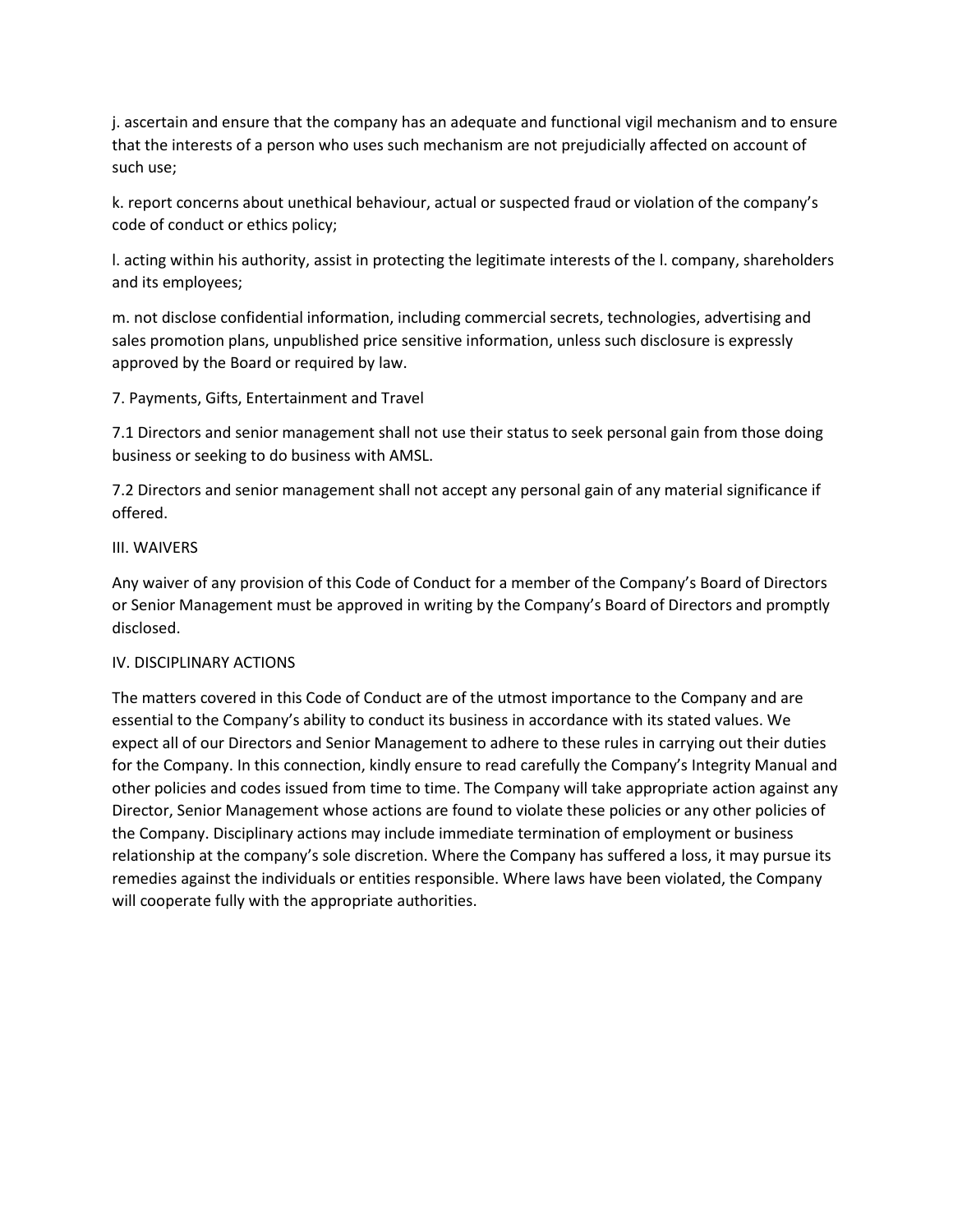j. ascertain and ensure that the company has an adequate and functional vigil mechanism and to ensure that the interests of a person who uses such mechanism are not prejudicially affected on account of such use;

k. report concerns about unethical behaviour, actual or suspected fraud or violation of the company's code of conduct or ethics policy;

l. acting within his authority, assist in protecting the legitimate interests of the l. company, shareholders and its employees;

m. not disclose confidential information, including commercial secrets, technologies, advertising and sales promotion plans, unpublished price sensitive information, unless such disclosure is expressly approved by the Board or required by law.

7. Payments, Gifts, Entertainment and Travel

7.1 Directors and senior management shall not use their status to seek personal gain from those doing business or seeking to do business with AMSL.

7.2 Directors and senior management shall not accept any personal gain of any material significance if offered.

## III. WAIVERS

Any waiver of any provision of this Code of Conduct for a member of the Company's Board of Directors or Senior Management must be approved in writing by the Company's Board of Directors and promptly disclosed.

## IV. DISCIPLINARY ACTIONS

The matters covered in this Code of Conduct are of the utmost importance to the Company and are essential to the Company's ability to conduct its business in accordance with its stated values. We expect all of our Directors and Senior Management to adhere to these rules in carrying out their duties for the Company. In this connection, kindly ensure to read carefully the Company's Integrity Manual and other policies and codes issued from time to time. The Company will take appropriate action against any Director, Senior Management whose actions are found to violate these policies or any other policies of the Company. Disciplinary actions may include immediate termination of employment or business relationship at the company's sole discretion. Where the Company has suffered a loss, it may pursue its remedies against the individuals or entities responsible. Where laws have been violated, the Company will cooperate fully with the appropriate authorities.